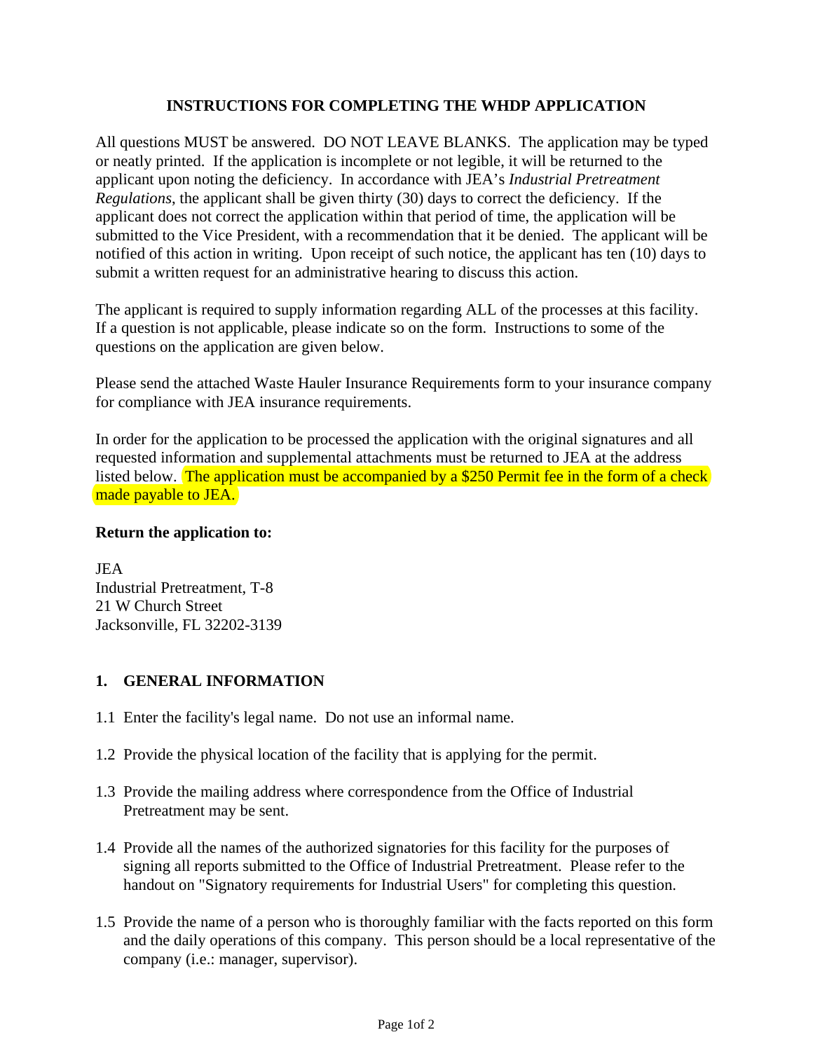# INSTRUCTIONS FOR COMPLETING THE WHDP APPLICATION

All questions MUST be answered. DO NOT LEAVE BLANKS. The application may be typed or neatly printed. If the application is incomplete or not legible, it will be returned to the applicant upon noting the deficiency. In accordance with JEA's *Industrial Pretreatment Regulations*, the applicant shall be given thirty (30) days to correct the deficiency. If the applicant does not correct the application within that period of time, the application will be submitted to the Vice President, with a recommendation that it be denied. The applicant will be notified of this action in writing. Upon receipt of such notice, the applicant has ten (10) days to submit a written request for an administrative hearing to discuss this action.

The applicant is required to supply information regarding ALL of the processes at this facility. If a question is not applicable, please indicate so on the form. Instructions to some of the questions on the application are given below.

Please send the attached Waste Hauler Insurance Requirements form to your insurance company for compliance with JEA insurance requirements.

In order for the application to be processed the application with the original signatures and all requested information and supplemental attachments must be returned to JEA at the address listed below. The application must be accompanied by a $250 Permit fee in the form of a check made payable to JEA.

**Return the application to:**

JEA
Industrial Pretreatment, T-8
21 W Church Street
Jacksonville, FL 32202-3139

## 1. GENERAL INFORMATION

1.1 Enter the facility's legal name. Do not use an informal name.

1.2 Provide the physical location of the facility that is applying for the permit.

1.3 Provide the mailing address where correspondence from the Office of Industrial Pretreatment may be sent.

1.4 Provide all the names of the authorized signatories for this facility for the purposes of signing all reports submitted to the Office of Industrial Pretreatment. Please refer to the handout on "Signatory requirements for Industrial Users" for completing this question.

1.5 Provide the name of a person who is thoroughly familiar with the facts reported on this form and the daily operations of this company. This person should be a local representative of the company (i.e.: manager, supervisor).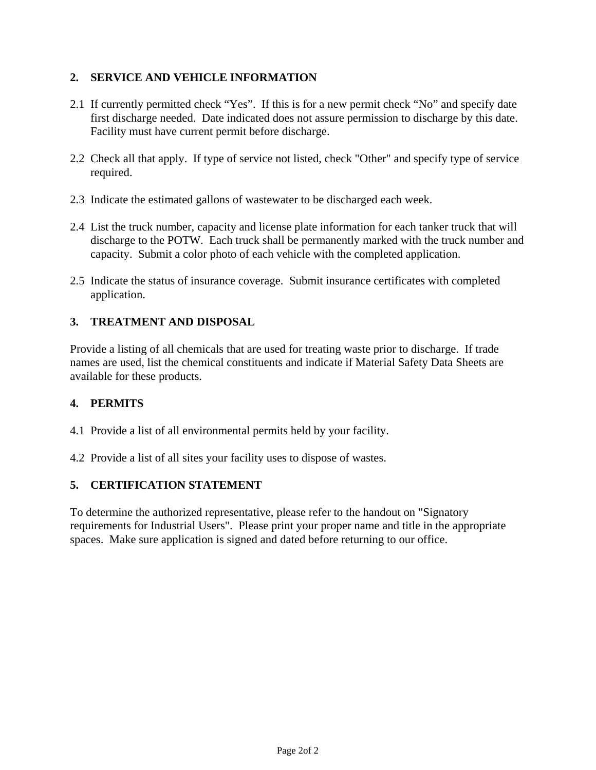## 2. SERVICE AND VEHICLE INFORMATION

2.1 If currently permitted check "Yes". If this is for a new permit check "No" and specify date first discharge needed. Date indicated does not assure permission to discharge by this date. Facility must have current permit before discharge.

2.2 Check all that apply. If type of service not listed, check "Other" and specify type of service required.

2.3 Indicate the estimated gallons of wastewater to be discharged each week.

2.4 List the truck number, capacity and license plate information for each tanker truck that will discharge to the POTW. Each truck shall be permanently marked with the truck number and capacity. Submit a color photo of each vehicle with the completed application.

2.5 Indicate the status of insurance coverage. Submit insurance certificates with completed application.

## 3. TREATMENT AND DISPOSAL

Provide a listing of all chemicals that are used for treating waste prior to discharge. If trade names are used, list the chemical constituents and indicate if Material Safety Data Sheets are available for these products.

## 4. PERMITS

4.1 Provide a list of all environmental permits held by your facility.

4.2 Provide a list of all sites your facility uses to dispose of wastes.

## 5. CERTIFICATION STATEMENT

To determine the authorized representative, please refer to the handout on "Signatory requirements for Industrial Users". Please print your proper name and title in the appropriate spaces. Make sure application is signed and dated before returning to our office.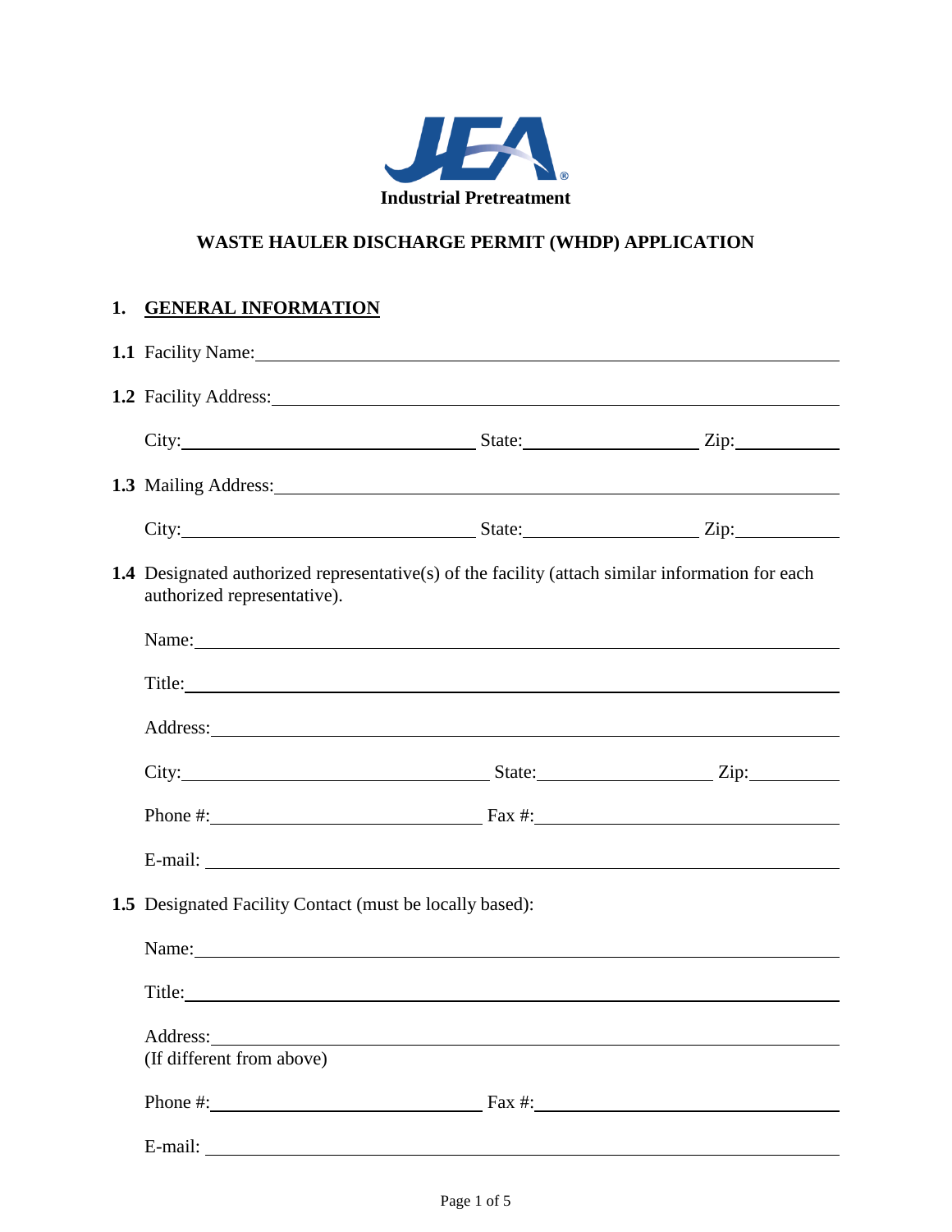**JEA**

**Industrial Pretreatment**

# WASTE HAULER DISCHARGE PERMIT (WHDP) APPLICATION

## 1. GENERAL INFORMATION

**1.1** Facility Name: ______________________________

**1.2** Facility Address: ______________________________

City: ______________ State: ______________ Zip: ______________

**1.3** Mailing Address: ______________________________

City: ______________ State: ______________ Zip: ______________

**1.4** Designated authorized representative(s) of the facility (attach similar information for each authorized representative).

Name: ______________________________

Title: ______________________________

Address: ______________________________

City: ______________ State: ______________ Zip: ______________

Phone #: ______________ Fax #: ______________

E-mail: ______________________________

**1.5** Designated Facility Contact (must be locally based):

Name: ______________________________

Title: ______________________________

Address: ______________________________
(If different from above)

Phone #: ______________ Fax #: ______________

E-mail: ______________________________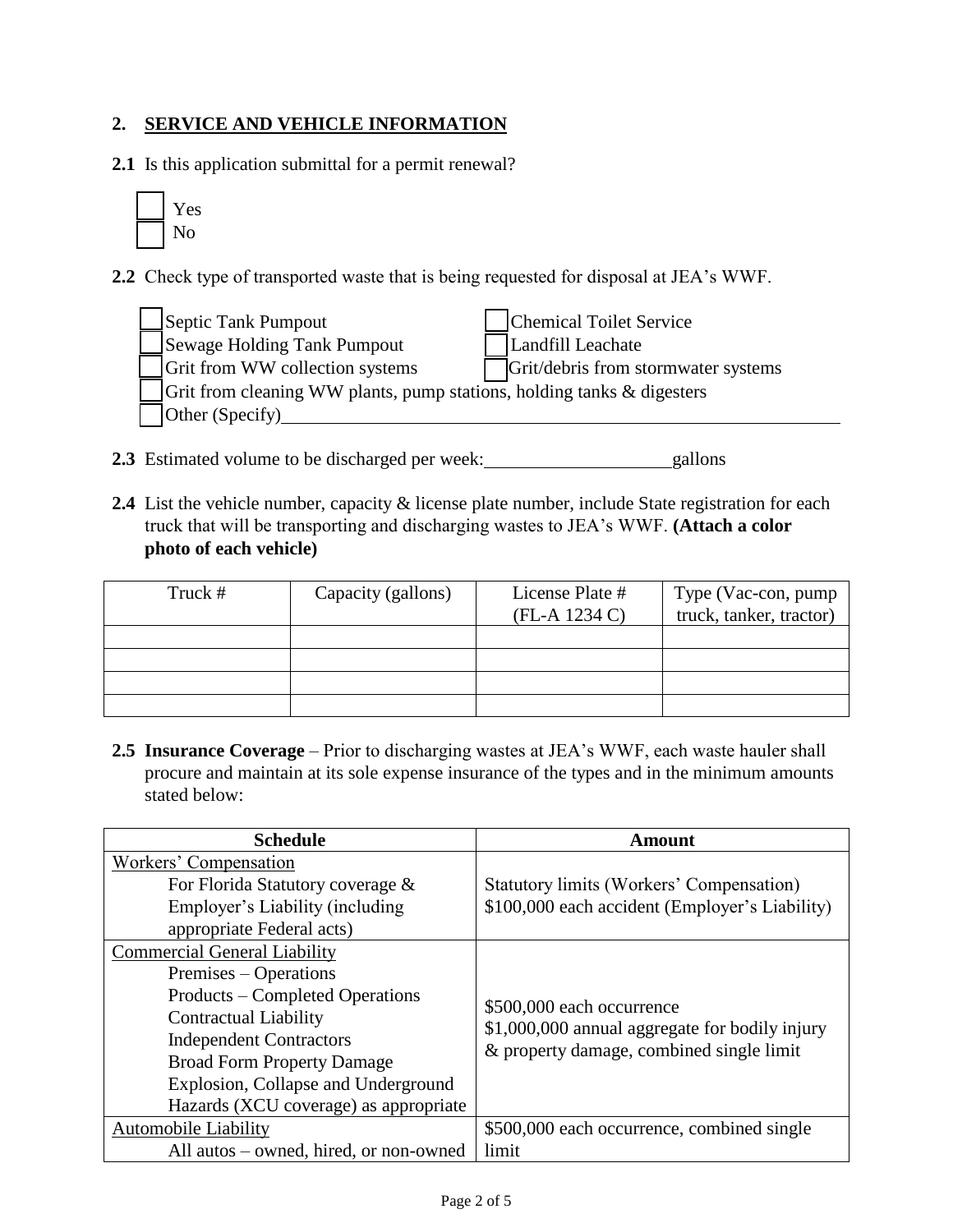## 2. SERVICE AND VEHICLE INFORMATION

**2.1** Is this application submittal for a permit renewal?

☐ Yes
☐ No

**2.2** Check type of transported waste that is being requested for disposal at JEA's WWF.

☐ Septic Tank Pumpout
☐ Chemical Toilet Service
☐ Sewage Holding Tank Pumpout
☐ Landfill Leachate
☐ Grit from WW collection systems
☐ Grit/debris from stormwater systems
☐ Grit from cleaning WW plants, pump stations, holding tanks & digesters
☐ Other (Specify)\_\_\_\_\_\_\_\_\_\_\_\_\_\_\_\_\_\_\_\_\_\_\_\_\_\_\_\_\_\_\_\_\_\_\_\_\_\_\_\_

**2.3** Estimated volume to be discharged per week:\_\_\_\_\_\_\_\_\_\_\_\_\_\_\_\_\_\_\_\_gallons

**2.4** List the vehicle number, capacity & license plate number, include State registration for each truck that will be transporting and discharging wastes to JEA's WWF. **(Attach a color photo of each vehicle)**

| Truck # | Capacity (gallons) | License Plate # (FL-A 1234 C) | Type (Vac-con, pump truck, tanker, tractor) |
|---|---|---|---|
| | | | |
| | | | |
| | | | |
| | | | |

**2.5 Insurance Coverage** – Prior to discharging wastes at JEA's WWF, each waste hauler shall procure and maintain at its sole expense insurance of the types and in the minimum amounts stated below:

| Schedule | Amount |
|---|---|
| Workers' Compensation<br>For Florida Statutory coverage & Employer's Liability (including appropriate Federal acts) | Statutory limits (Workers' Compensation)<br>\$100,000 each accident (Employer's Liability) |
| Commercial General Liability<br>Premises – Operations<br>Products – Completed Operations<br>Contractual Liability<br>Independent Contractors<br>Broad Form Property Damage<br>Explosion, Collapse and Underground Hazards (XCU coverage) as appropriate | \$500,000 each occurrence<br>\$1,000,000 annual aggregate for bodily injury & property damage, combined single limit |
| Automobile Liability<br>All autos – owned, hired, or non-owned | \$500,000 each occurrence, combined single limit |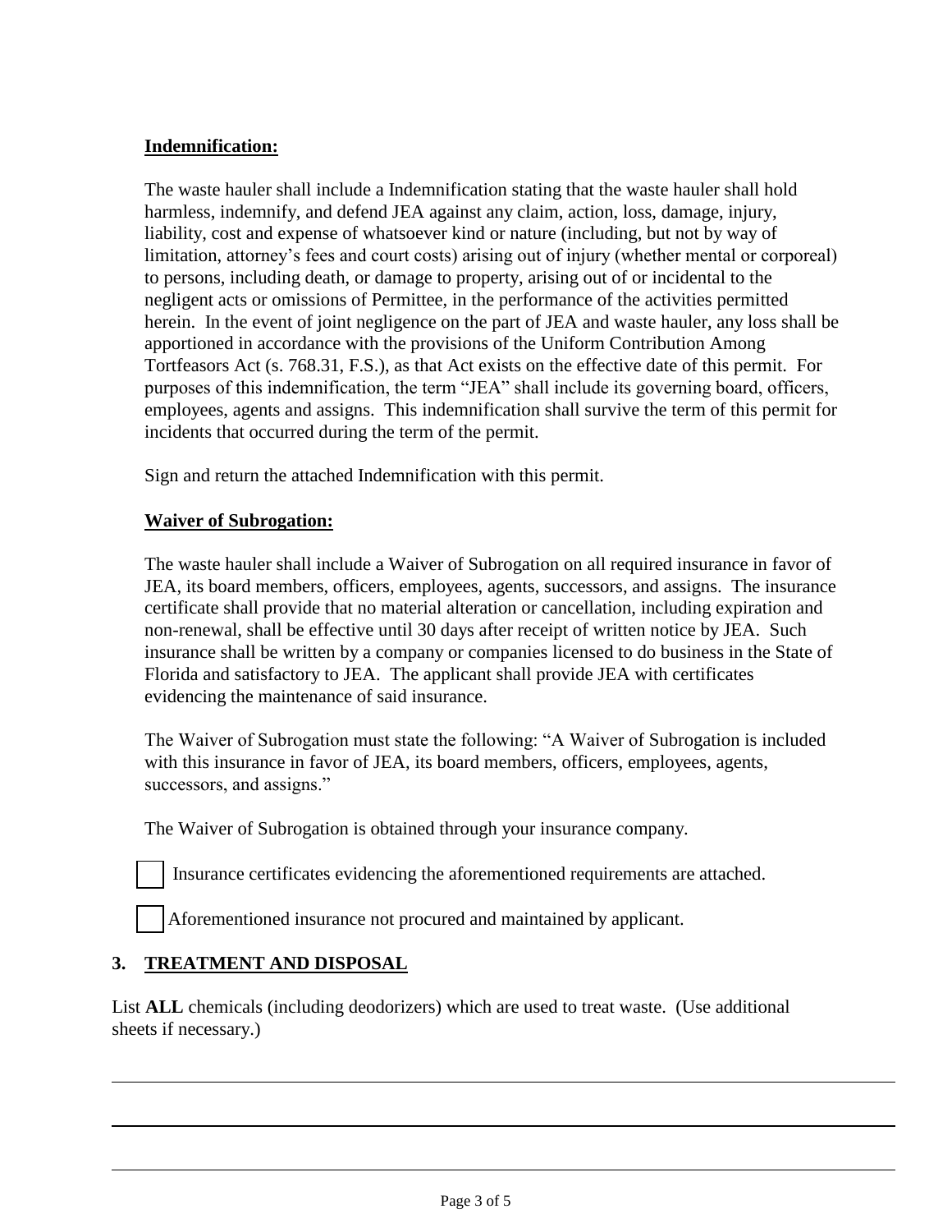**Indemnification:**

The waste hauler shall include a Indemnification stating that the waste hauler shall hold harmless, indemnify, and defend JEA against any claim, action, loss, damage, injury, liability, cost and expense of whatsoever kind or nature (including, but not by way of limitation, attorney's fees and court costs) arising out of injury (whether mental or corporeal) to persons, including death, or damage to property, arising out of or incidental to the negligent acts or omissions of Permittee, in the performance of the activities permitted herein. In the event of joint negligence on the part of JEA and waste hauler, any loss shall be apportioned in accordance with the provisions of the Uniform Contribution Among Tortfeasors Act (s. 768.31, F.S.), as that Act exists on the effective date of this permit. For purposes of this indemnification, the term "JEA" shall include its governing board, officers, employees, agents and assigns. This indemnification shall survive the term of this permit for incidents that occurred during the term of the permit.

Sign and return the attached Indemnification with this permit.

**Waiver of Subrogation:**

The waste hauler shall include a Waiver of Subrogation on all required insurance in favor of JEA, its board members, officers, employees, agents, successors, and assigns. The insurance certificate shall provide that no material alteration or cancellation, including expiration and non-renewal, shall be effective until 30 days after receipt of written notice by JEA. Such insurance shall be written by a company or companies licensed to do business in the State of Florida and satisfactory to JEA. The applicant shall provide JEA with certificates evidencing the maintenance of said insurance.

The Waiver of Subrogation must state the following: "A Waiver of Subrogation is included with this insurance in favor of JEA, its board members, officers, employees, agents, successors, and assigns."

The Waiver of Subrogation is obtained through your insurance company.

☐ Insurance certificates evidencing the aforementioned requirements are attached.

☐ Aforementioned insurance not procured and maintained by applicant.

## 3. TREATMENT AND DISPOSAL

List **ALL** chemicals (including deodorizers) which are used to treat waste. (Use additional sheets if necessary.)

\_\_\_\_\_\_\_\_\_\_\_\_\_\_\_\_\_\_\_\_\_\_\_\_\_\_\_\_\_\_\_\_\_\_\_\_\_\_\_\_\_\_\_\_\_\_\_\_\_\_\_\_\_\_\_\_\_\_\_\_\_\_\_\_\_\_\_\_\_\_

\_\_\_\_\_\_\_\_\_\_\_\_\_\_\_\_\_\_\_\_\_\_\_\_\_\_\_\_\_\_\_\_\_\_\_\_\_\_\_\_\_\_\_\_\_\_\_\_\_\_\_\_\_\_\_\_\_\_\_\_\_\_\_\_\_\_\_\_\_\_

\_\_\_\_\_\_\_\_\_\_\_\_\_\_\_\_\_\_\_\_\_\_\_\_\_\_\_\_\_\_\_\_\_\_\_\_\_\_\_\_\_\_\_\_\_\_\_\_\_\_\_\_\_\_\_\_\_\_\_\_\_\_\_\_\_\_\_\_\_\_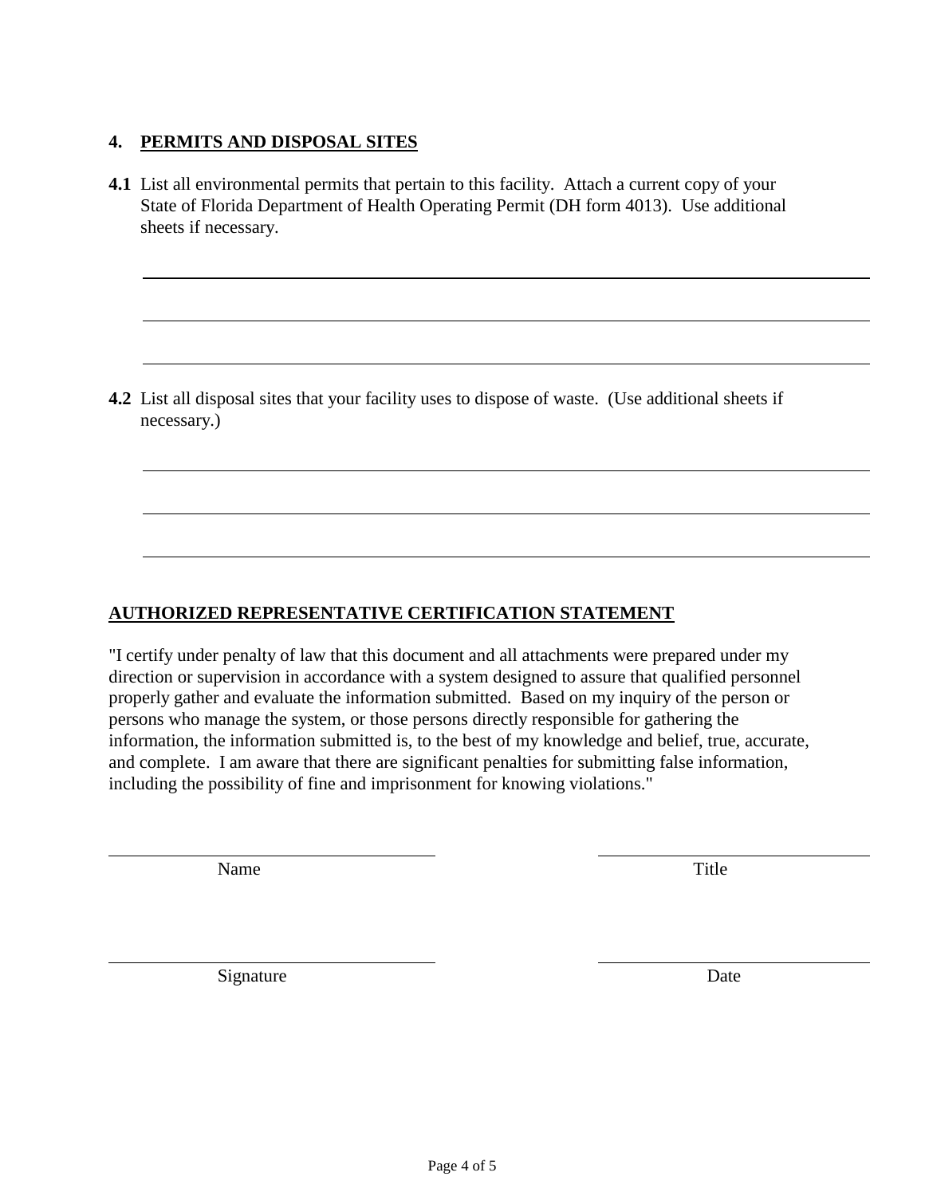## 4. PERMITS AND DISPOSAL SITES

**4.1** List all environmental permits that pertain to this facility. Attach a current copy of your State of Florida Department of Health Operating Permit (DH form 4013). Use additional sheets if necessary.

______________________________________________________________________________

______________________________________________________________________________

______________________________________________________________________________

**4.2** List all disposal sites that your facility uses to dispose of waste. (Use additional sheets if necessary.)

______________________________________________________________________________

______________________________________________________________________________

______________________________________________________________________________

## AUTHORIZED REPRESENTATIVE CERTIFICATION STATEMENT

"I certify under penalty of law that this document and all attachments were prepared under my direction or supervision in accordance with a system designed to assure that qualified personnel properly gather and evaluate the information submitted. Based on my inquiry of the person or persons who manage the system, or those persons directly responsible for gathering the information, the information submitted is, to the best of my knowledge and belief, true, accurate, and complete. I am aware that there are significant penalties for submitting false information, including the possibility of fine and imprisonment for knowing violations."

______________________________ ______________________________
Name Title

______________________________ ______________________________
Signature Date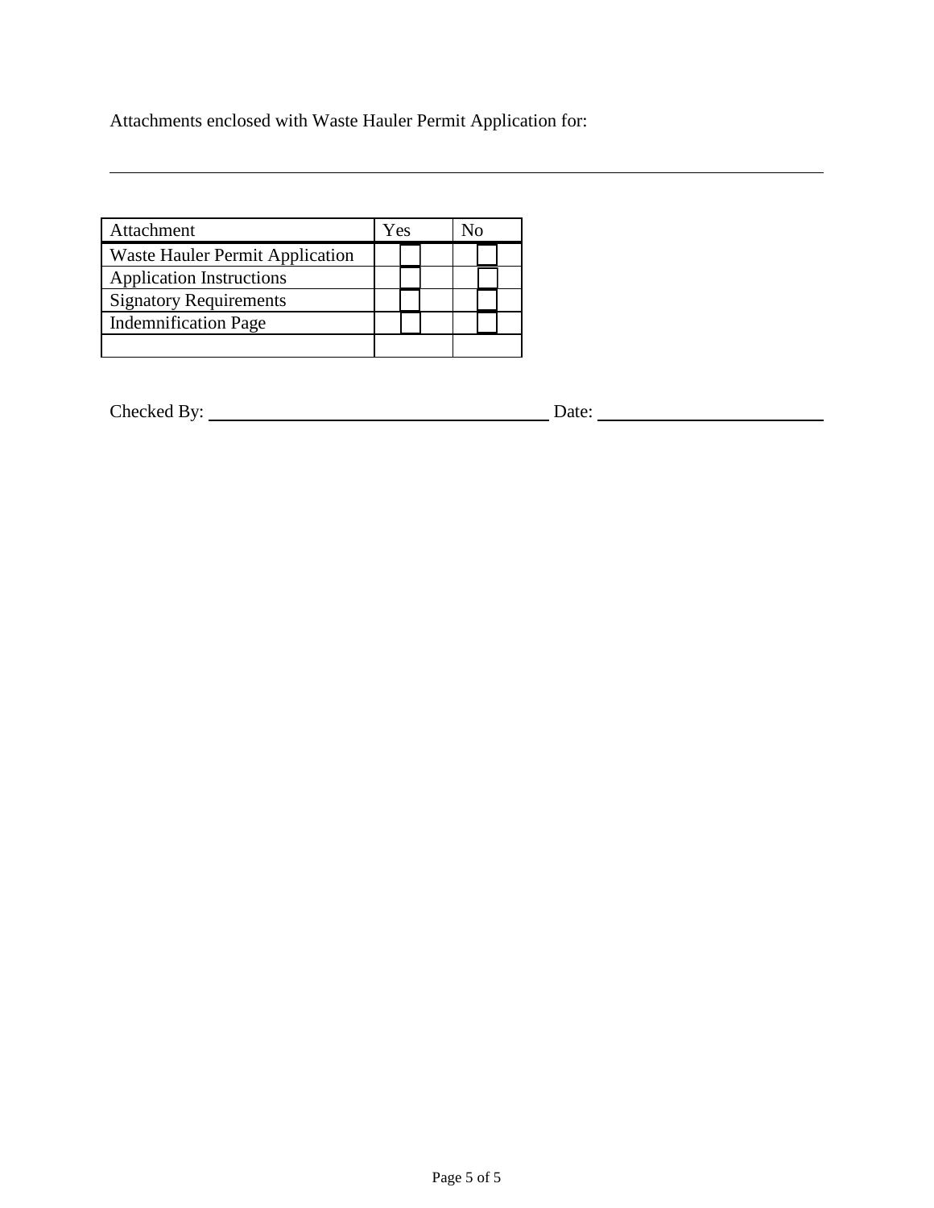Attachments enclosed with Waste Hauler Permit Application for:

\_\_\_\_\_\_\_\_\_\_\_\_\_\_\_\_\_\_\_\_\_\_\_\_\_\_\_\_\_\_\_\_\_\_\_\_\_\_\_\_\_\_\_\_\_\_\_\_\_\_\_\_\_\_\_\_\_\_\_\_\_\_\_\_\_\_\_\_\_\_

| Attachment | Yes | No |
|---|---|---|
| Waste Hauler Permit Application | ☐ | ☐ |
| Application Instructions | ☐ | ☐ |
| Signatory Requirements | ☐ | ☐ |
| Indemnification Page | ☐ | ☐ |
| | | |

Checked By: \_\_\_\_\_\_\_\_\_\_\_\_\_\_\_\_\_\_\_\_\_\_\_\_\_\_\_\_\_\_\_\_\_\_\_\_ Date: \_\_\_\_\_\_\_\_\_\_\_\_\_\_\_\_\_\_\_\_\_\_\_\_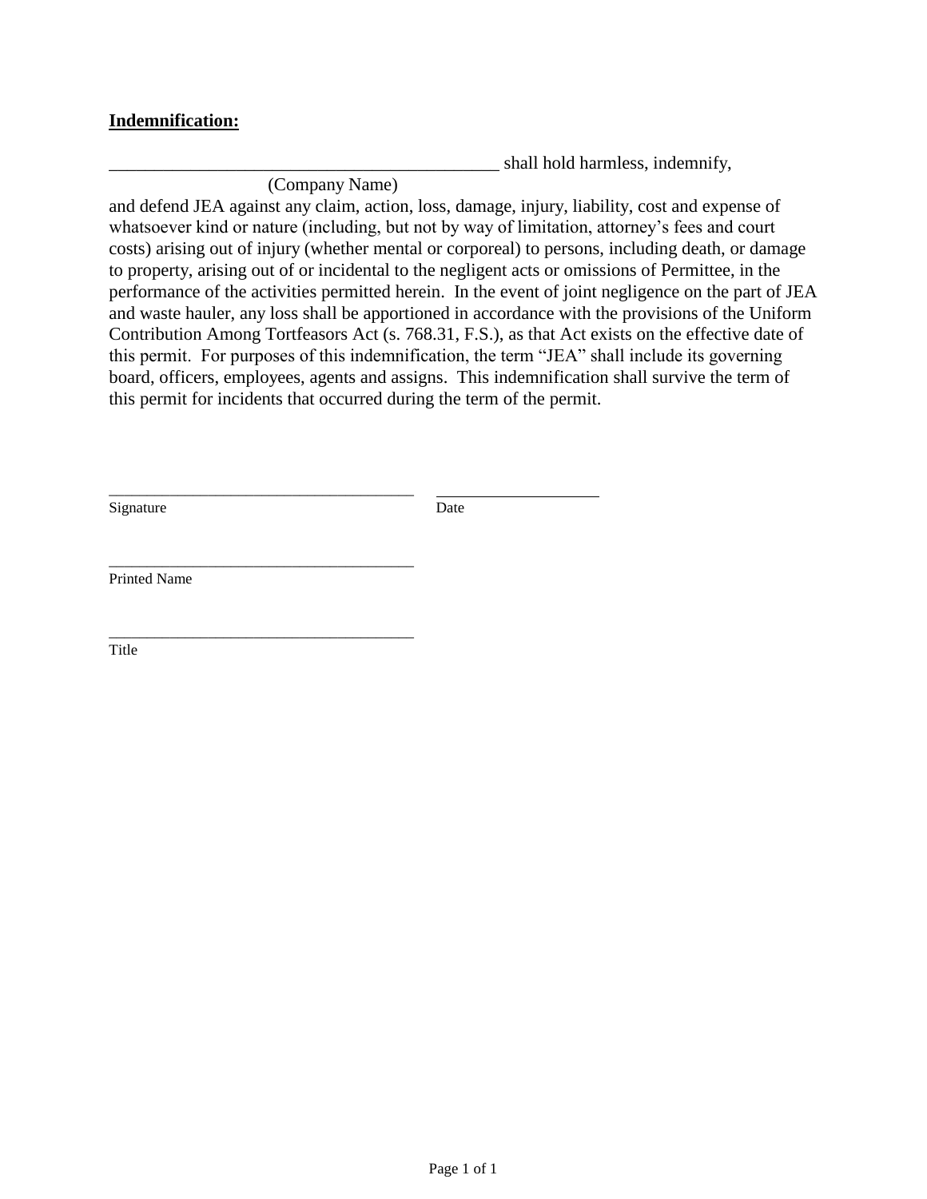**Indemnification:**

_____________________________________________ shall hold harmless, indemnify,
(Company Name)
and defend JEA against any claim, action, loss, damage, injury, liability, cost and expense of whatsoever kind or nature (including, but not by way of limitation, attorney's fees and court costs) arising out of injury (whether mental or corporeal) to persons, including death, or damage to property, arising out of or incidental to the negligent acts or omissions of Permittee, in the performance of the activities permitted herein. In the event of joint negligence on the part of JEA and waste hauler, any loss shall be apportioned in accordance with the provisions of the Uniform Contribution Among Tortfeasors Act (s. 768.31, F.S.), as that Act exists on the effective date of this permit. For purposes of this indemnification, the term "JEA" shall include its governing board, officers, employees, agents and assigns. This indemnification shall survive the term of this permit for incidents that occurred during the term of the permit.

______________________________________ ____________________
Signature Date

______________________________________
Printed Name

______________________________________
Title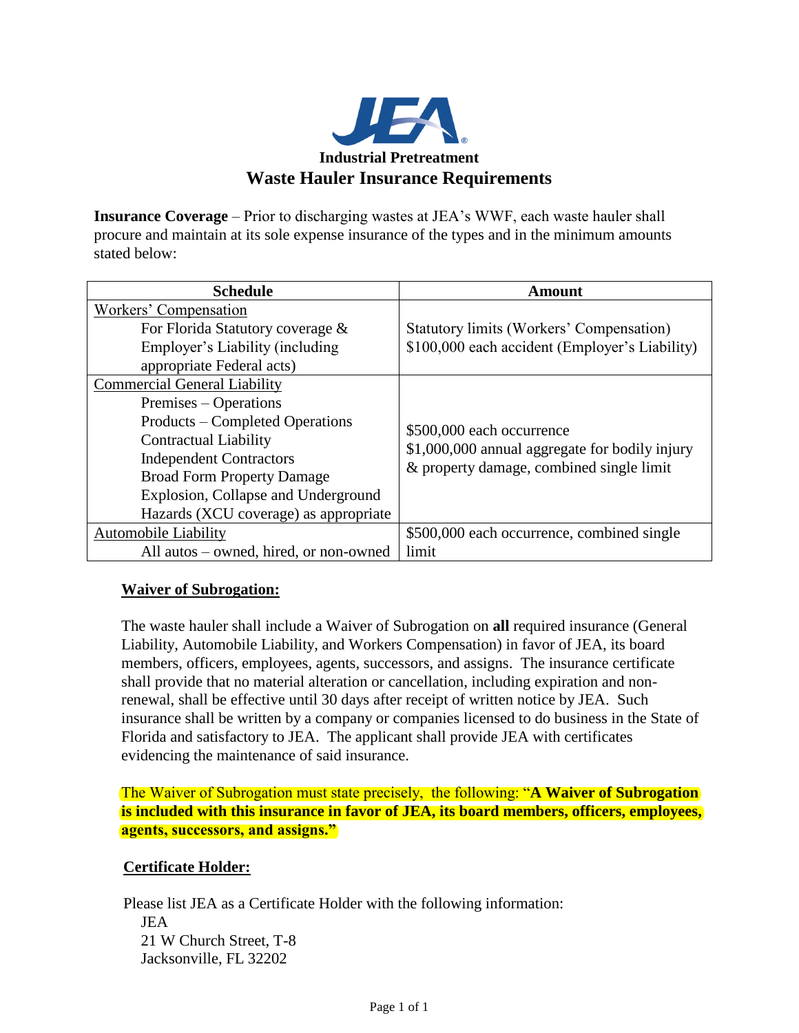JEA

# Industrial Pretreatment

## Waste Hauler Insurance Requirements

**Insurance Coverage** – Prior to discharging wastes at JEA's WWF, each waste hauler shall procure and maintain at its sole expense insurance of the types and in the minimum amounts stated below:

| Schedule | Amount |
|---|---|
| Workers' Compensation<br>For Florida Statutory coverage & Employer's Liability (including appropriate Federal acts) | Statutory limits (Workers' Compensation)<br>$100,000 each accident (Employer's Liability) |
| Commercial General Liability<br>Premises – Operations<br>Products – Completed Operations<br>Contractual Liability<br>Independent Contractors<br>Broad Form Property Damage<br>Explosion, Collapse and Underground Hazards (XCU coverage) as appropriate | $500,000 each occurrence<br>$1,000,000 annual aggregate for bodily injury & property damage, combined single limit |
| Automobile Liability<br>All autos – owned, hired, or non-owned | $500,000 each occurrence, combined single limit |

**Waiver of Subrogation:**

The waste hauler shall include a Waiver of Subrogation on **all** required insurance (General Liability, Automobile Liability, and Workers Compensation) in favor of JEA, its board members, officers, employees, agents, successors, and assigns. The insurance certificate shall provide that no material alteration or cancellation, including expiration and non-renewal, shall be effective until 30 days after receipt of written notice by JEA. Such insurance shall be written by a company or companies licensed to do business in the State of Florida and satisfactory to JEA. The applicant shall provide JEA with certificates evidencing the maintenance of said insurance.

The Waiver of Subrogation must state precisely, the following: "**A Waiver of Subrogation is included with this insurance in favor of JEA, its board members, officers, employees, agents, successors, and assigns.**"

**Certificate Holder:**

Please list JEA as a Certificate Holder with the following information:

JEA
21 W Church Street, T-8
Jacksonville, FL 32202